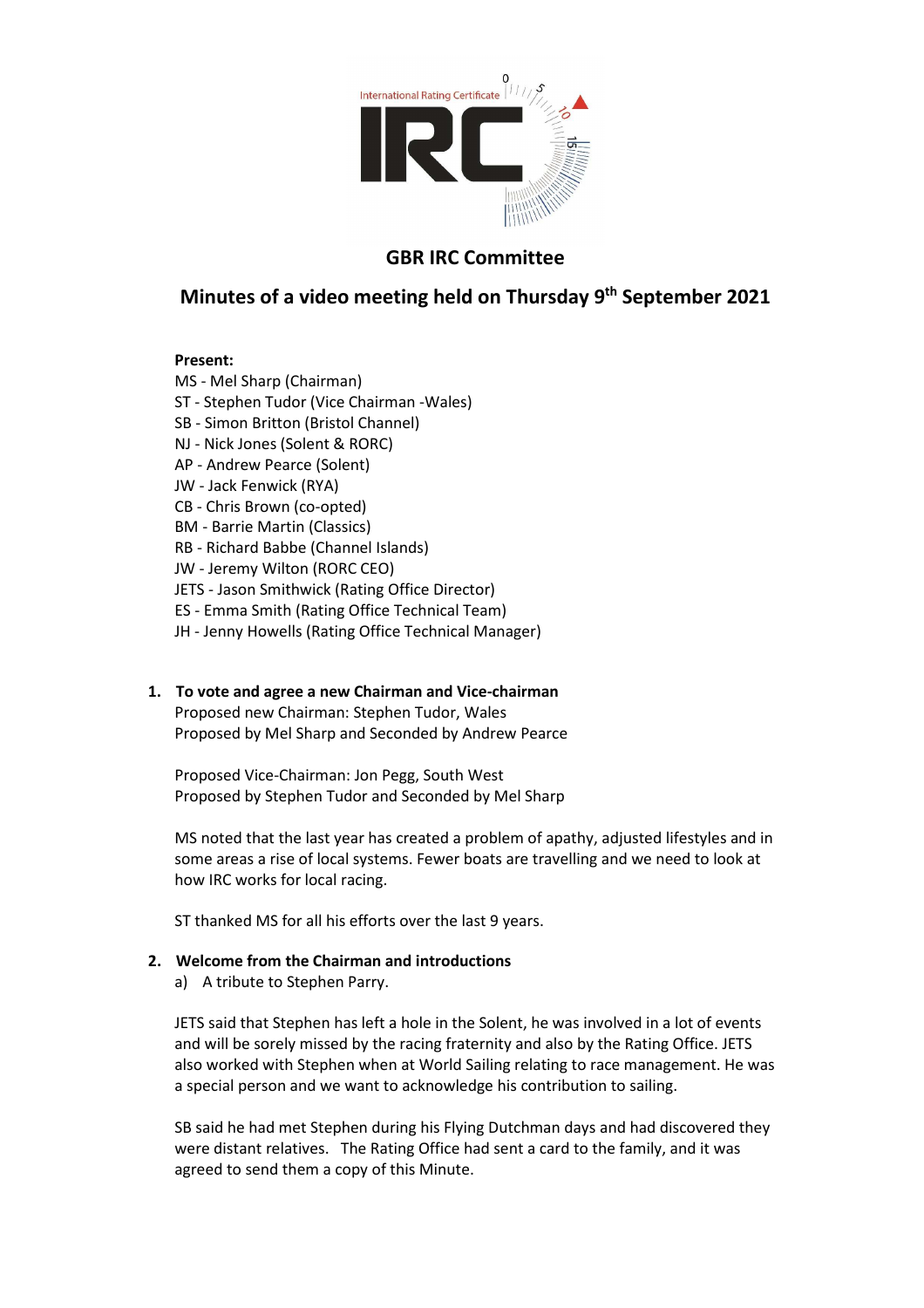# GBR IRC Committee

## Minutes of a video meeting held on Thursday 9th September 2021

**Present:**

MS - Mel Sharp (Chairman)
ST - Stephen Tudor (Vice Chairman -Wales)
SB - Simon Britton (Bristol Channel)
NJ - Nick Jones (Solent & RORC)
AP - Andrew Pearce (Solent)
JW - Jack Fenwick (RYA)
CB - Chris Brown (co-opted)
BM - Barrie Martin (Classics)
RB - Richard Babbe (Channel Islands)
JW - Jeremy Wilton (RORC CEO)
JETS - Jason Smithwick (Rating Office Director)
ES - Emma Smith (Rating Office Technical Team)
JH - Jenny Howells (Rating Office Technical Manager)

1. **To vote and agree a new Chairman and Vice-chairman**

   Proposed new Chairman: Stephen Tudor, Wales
   Proposed by Mel Sharp and Seconded by Andrew Pearce

   Proposed Vice-Chairman: Jon Pegg, South West
   Proposed by Stephen Tudor and Seconded by Mel Sharp

   MS noted that the last year has created a problem of apathy, adjusted lifestyles and in some areas a rise of local systems. Fewer boats are travelling and we need to look at how IRC works for local racing.

   ST thanked MS for all his efforts over the last 9 years.

2. **Welcome from the Chairman and introductions**

   a) A tribute to Stephen Parry.

   JETS said that Stephen has left a hole in the Solent, he was involved in a lot of events and will be sorely missed by the racing fraternity and also by the Rating Office. JETS also worked with Stephen when at World Sailing relating to race management. He was a special person and we want to acknowledge his contribution to sailing.

   SB said he had met Stephen during his Flying Dutchman days and had discovered they were distant relatives. The Rating Office had sent a card to the family, and it was agreed to send them a copy of this Minute.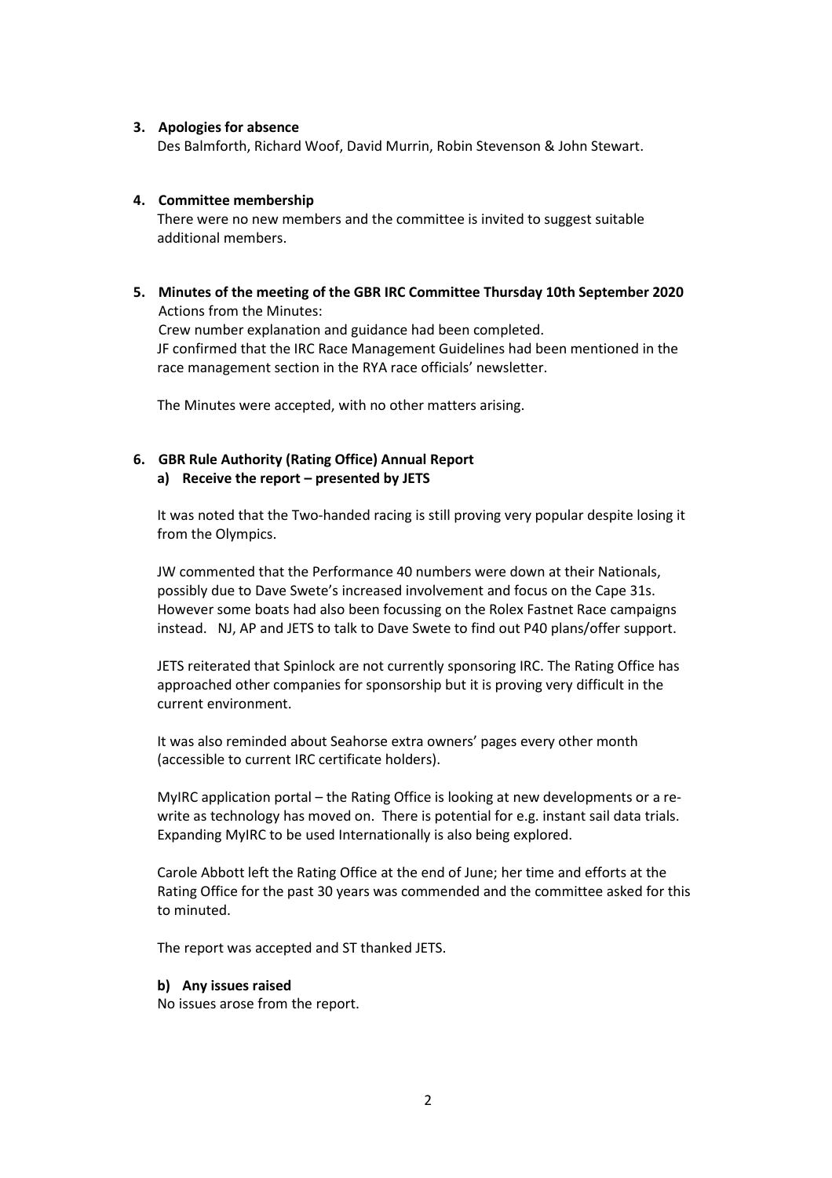### 3. Apologies for absence

Des Balmforth, Richard Woof, David Murrin, Robin Stevenson & John Stewart.

### 4. Committee membership

There were no new members and the committee is invited to suggest suitable additional members.

### 5. Minutes of the meeting of the GBR IRC Committee Thursday 10th September 2020

Actions from the Minutes:

Crew number explanation and guidance had been completed.

JF confirmed that the IRC Race Management Guidelines had been mentioned in the race management section in the RYA race officials' newsletter.

The Minutes were accepted, with no other matters arising.

### 6. GBR Rule Authority (Rating Office) Annual Report

#### a) Receive the report – presented by JETS

It was noted that the Two-handed racing is still proving very popular despite losing it from the Olympics.

JW commented that the Performance 40 numbers were down at their Nationals, possibly due to Dave Swete's increased involvement and focus on the Cape 31s. However some boats had also been focussing on the Rolex Fastnet Race campaigns instead. NJ, AP and JETS to talk to Dave Swete to find out P40 plans/offer support.

JETS reiterated that Spinlock are not currently sponsoring IRC. The Rating Office has approached other companies for sponsorship but it is proving very difficult in the current environment.

It was also reminded about Seahorse extra owners' pages every other month (accessible to current IRC certificate holders).

MyIRC application portal – the Rating Office is looking at new developments or a re-write as technology has moved on. There is potential for e.g. instant sail data trials. Expanding MyIRC to be used Internationally is also being explored.

Carole Abbott left the Rating Office at the end of June; her time and efforts at the Rating Office for the past 30 years was commended and the committee asked for this to minuted.

The report was accepted and ST thanked JETS.

#### b) Any issues raised

No issues arose from the report.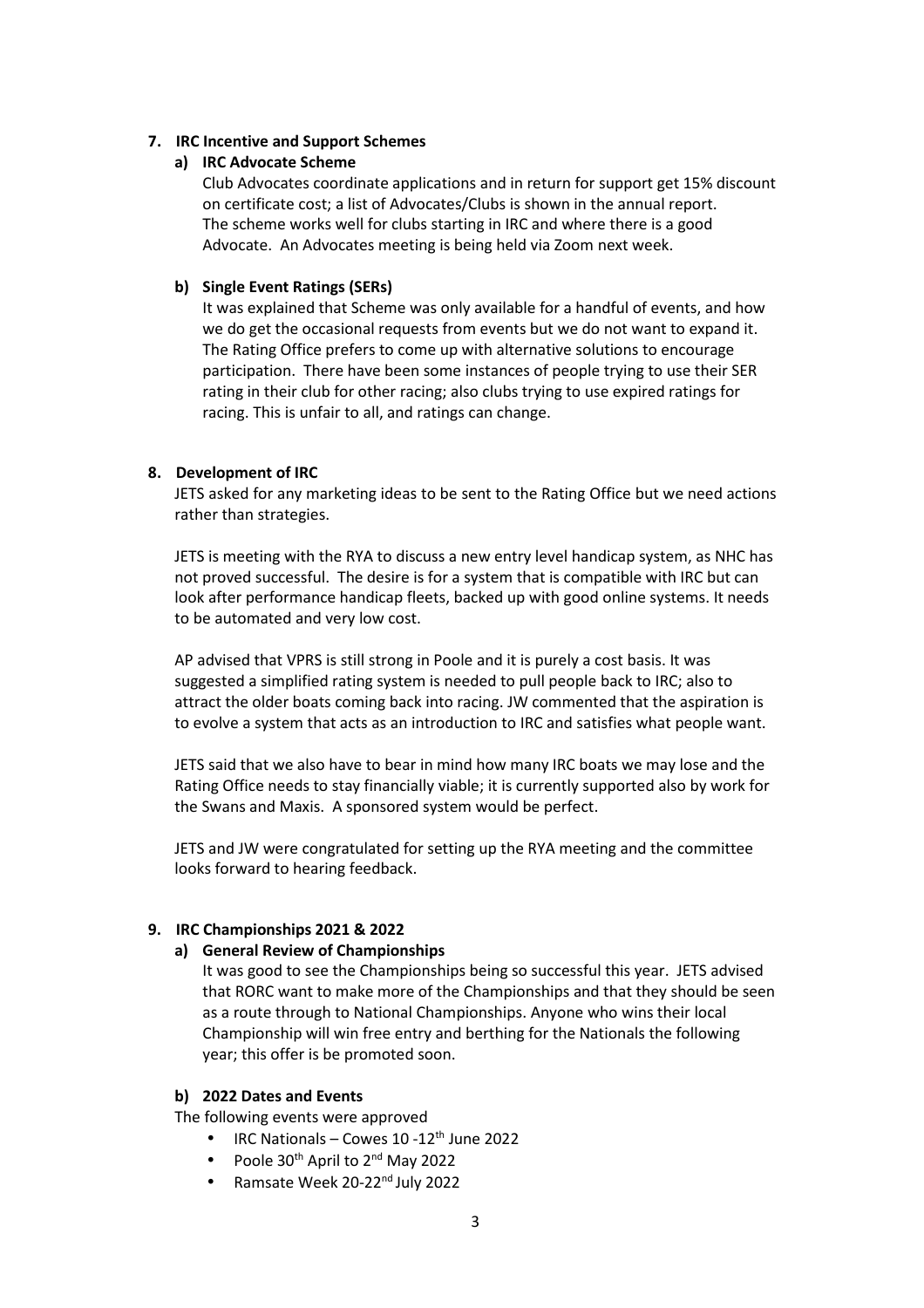## 7. IRC Incentive and Support Schemes

### a) IRC Advocate Scheme

Club Advocates coordinate applications and in return for support get 15% discount on certificate cost; a list of Advocates/Clubs is shown in the annual report. The scheme works well for clubs starting in IRC and where there is a good Advocate. An Advocates meeting is being held via Zoom next week.

### b) Single Event Ratings (SERs)

It was explained that Scheme was only available for a handful of events, and how we do get the occasional requests from events but we do not want to expand it. The Rating Office prefers to come up with alternative solutions to encourage participation. There have been some instances of people trying to use their SER rating in their club for other racing; also clubs trying to use expired ratings for racing. This is unfair to all, and ratings can change.

## 8. Development of IRC

JETS asked for any marketing ideas to be sent to the Rating Office but we need actions rather than strategies.

JETS is meeting with the RYA to discuss a new entry level handicap system, as NHC has not proved successful. The desire is for a system that is compatible with IRC but can look after performance handicap fleets, backed up with good online systems. It needs to be automated and very low cost.

AP advised that VPRS is still strong in Poole and it is purely a cost basis. It was suggested a simplified rating system is needed to pull people back to IRC; also to attract the older boats coming back into racing. JW commented that the aspiration is to evolve a system that acts as an introduction to IRC and satisfies what people want.

JETS said that we also have to bear in mind how many IRC boats we may lose and the Rating Office needs to stay financially viable; it is currently supported also by work for the Swans and Maxis. A sponsored system would be perfect.

JETS and JW were congratulated for setting up the RYA meeting and the committee looks forward to hearing feedback.

## 9. IRC Championships 2021 & 2022

### a) General Review of Championships

It was good to see the Championships being so successful this year. JETS advised that RORC want to make more of the Championships and that they should be seen as a route through to National Championships. Anyone who wins their local Championship will win free entry and berthing for the Nationals the following year; this offer is be promoted soon.

### b) 2022 Dates and Events

The following events were approved

- IRC Nationals – Cowes 10 -12th June 2022
- Poole 30th April to 2nd May 2022
- Ramsate Week 20-22nd July 2022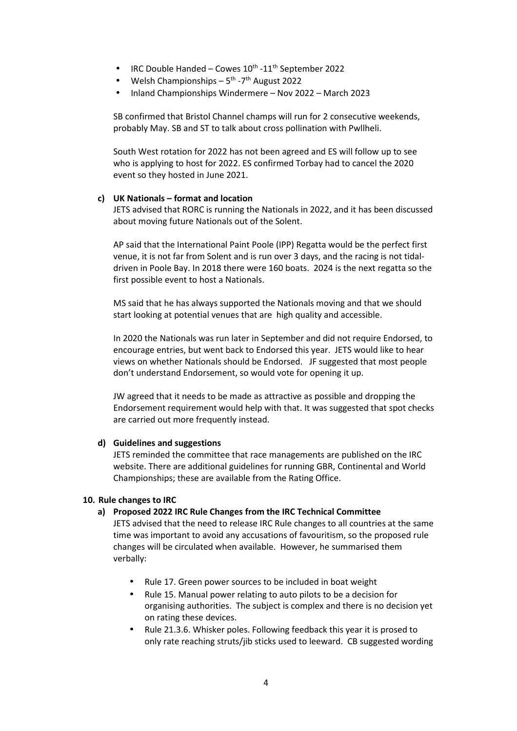- IRC Double Handed – Cowes 10th -11th September 2022
- Welsh Championships – 5th -7th August 2022
- Inland Championships Windermere – Nov 2022 – March 2023

SB confirmed that Bristol Channel champs will run for 2 consecutive weekends, probably May. SB and ST to talk about cross pollination with Pwllheli.

South West rotation for 2022 has not been agreed and ES will follow up to see who is applying to host for 2022. ES confirmed Torbay had to cancel the 2020 event so they hosted in June 2021.

**c) UK Nationals – format and location**

JETS advised that RORC is running the Nationals in 2022, and it has been discussed about moving future Nationals out of the Solent.

AP said that the International Paint Poole (IPP) Regatta would be the perfect first venue, it is not far from Solent and is run over 3 days, and the racing is not tidal-driven in Poole Bay. In 2018 there were 160 boats. 2024 is the next regatta so the first possible event to host a Nationals.

MS said that he has always supported the Nationals moving and that we should start looking at potential venues that are high quality and accessible.

In 2020 the Nationals was run later in September and did not require Endorsed, to encourage entries, but went back to Endorsed this year. JETS would like to hear views on whether Nationals should be Endorsed. JF suggested that most people don't understand Endorsement, so would vote for opening it up.

JW agreed that it needs to be made as attractive as possible and dropping the Endorsement requirement would help with that. It was suggested that spot checks are carried out more frequently instead.

**d) Guidelines and suggestions**

JETS reminded the committee that race managements are published on the IRC website. There are additional guidelines for running GBR, Continental and World Championships; these are available from the Rating Office.

**10. Rule changes to IRC**

**a) Proposed 2022 IRC Rule Changes from the IRC Technical Committee**

JETS advised that the need to release IRC Rule changes to all countries at the same time was important to avoid any accusations of favouritism, so the proposed rule changes will be circulated when available. However, he summarised them verbally:

- Rule 17. Green power sources to be included in boat weight
- Rule 15. Manual power relating to auto pilots to be a decision for organising authorities. The subject is complex and there is no decision yet on rating these devices.
- Rule 21.3.6. Whisker poles. Following feedback this year it is prosed to only rate reaching struts/jib sticks used to leeward. CB suggested wording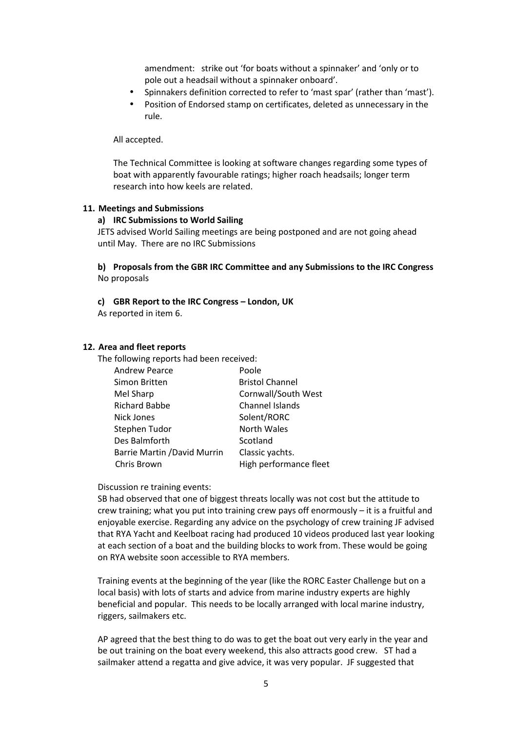amendment: strike out 'for boats without a spinnaker' and 'only or to pole out a headsail without a spinnaker onboard'.

- Spinnakers definition corrected to refer to 'mast spar' (rather than 'mast').
- Position of Endorsed stamp on certificates, deleted as unnecessary in the rule.

All accepted.

The Technical Committee is looking at software changes regarding some types of boat with apparently favourable ratings; higher roach headsails; longer term research into how keels are related.

**11. Meetings and Submissions**

**a) IRC Submissions to World Sailing**

JETS advised World Sailing meetings are being postponed and are not going ahead until May. There are no IRC Submissions

**b) Proposals from the GBR IRC Committee and any Submissions to the IRC Congress**

No proposals

**c) GBR Report to the IRC Congress – London, UK**

As reported in item 6.

**12. Area and fleet reports**

The following reports had been received:

| | |
|---|---|
| Andrew Pearce | Poole |
| Simon Britten | Bristol Channel |
| Mel Sharp | Cornwall/South West |
| Richard Babbe | Channel Islands |
| Nick Jones | Solent/RORC |
| Stephen Tudor | North Wales |
| Des Balmforth | Scotland |
| Barrie Martin /David Murrin | Classic yachts. |
| Chris Brown | High performance fleet |

Discussion re training events:

SB had observed that one of biggest threats locally was not cost but the attitude to crew training; what you put into training crew pays off enormously – it is a fruitful and enjoyable exercise. Regarding any advice on the psychology of crew training JF advised that RYA Yacht and Keelboat racing had produced 10 videos produced last year looking at each section of a boat and the building blocks to work from. These would be going on RYA website soon accessible to RYA members.

Training events at the beginning of the year (like the RORC Easter Challenge but on a local basis) with lots of starts and advice from marine industry experts are highly beneficial and popular. This needs to be locally arranged with local marine industry, riggers, sailmakers etc.

AP agreed that the best thing to do was to get the boat out very early in the year and be out training on the boat every weekend, this also attracts good crew. ST had a sailmaker attend a regatta and give advice, it was very popular. JF suggested that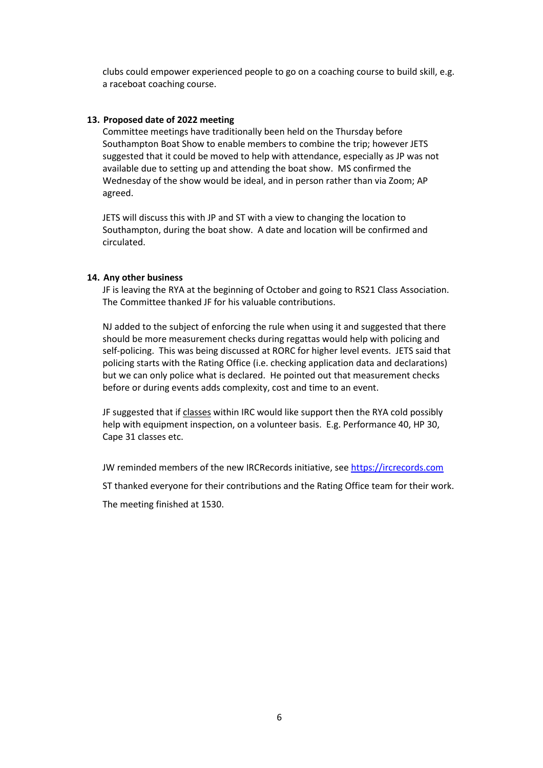clubs could empower experienced people to go on a coaching course to build skill, e.g. a raceboat coaching course.

**13. Proposed date of 2022 meeting**

Committee meetings have traditionally been held on the Thursday before Southampton Boat Show to enable members to combine the trip; however JETS suggested that it could be moved to help with attendance, especially as JP was not available due to setting up and attending the boat show. MS confirmed the Wednesday of the show would be ideal, and in person rather than via Zoom; AP agreed.

JETS will discuss this with JP and ST with a view to changing the location to Southampton, during the boat show. A date and location will be confirmed and circulated.

**14. Any other business**

JF is leaving the RYA at the beginning of October and going to RS21 Class Association. The Committee thanked JF for his valuable contributions.

NJ added to the subject of enforcing the rule when using it and suggested that there should be more measurement checks during regattas would help with policing and self-policing. This was being discussed at RORC for higher level events. JETS said that policing starts with the Rating Office (i.e. checking application data and declarations) but we can only police what is declared. He pointed out that measurement checks before or during events adds complexity, cost and time to an event.

JF suggested that if classes within IRC would like support then the RYA cold possibly help with equipment inspection, on a volunteer basis. E.g. Performance 40, HP 30, Cape 31 classes etc.

JW reminded members of the new IRCRecords initiative, see [https://ircrecords.com](https://ircrecords.com)

ST thanked everyone for their contributions and the Rating Office team for their work.

The meeting finished at 1530.